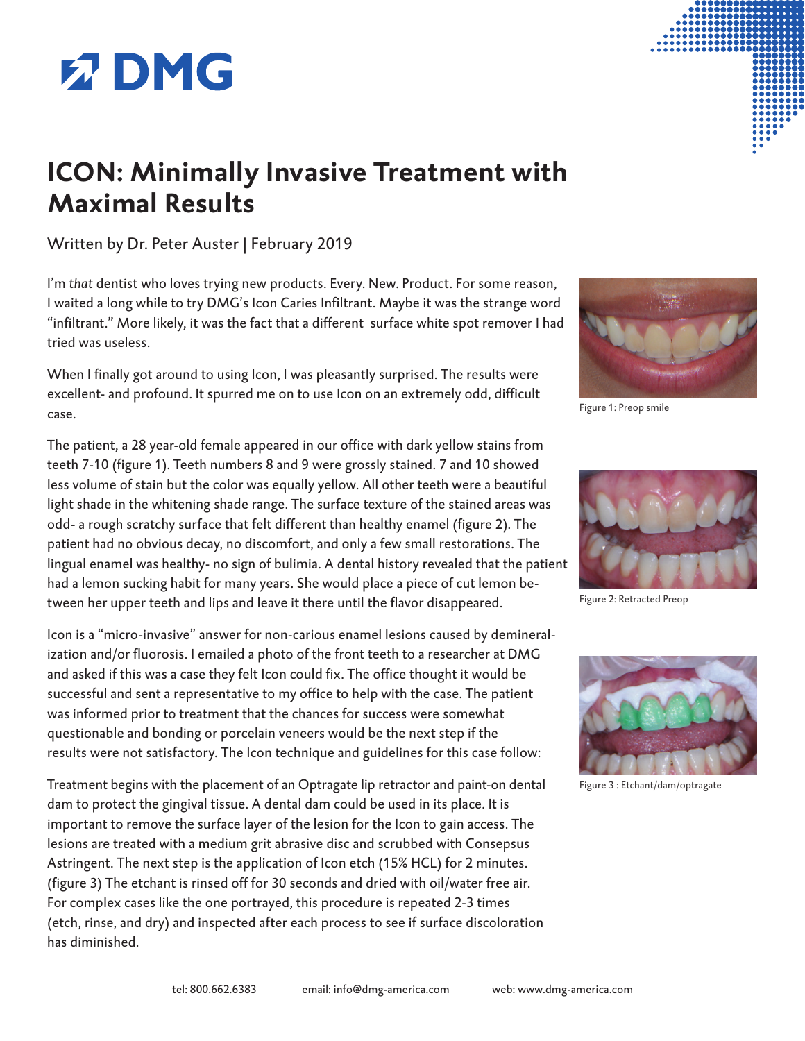# ICON: Minimally Invasive Treatment with Maximal Results

Written by Dr. Peter Auster | February 2019

I'm *that* dentist who loves trying new products. Every. New. Product. For some reason, I waited a long while to try DMG's Icon Caries Infiltrant. Maybe it was the strange word "infiltrant." More likely, it was the fact that a different surface white spot remover I had tried was useless.

When I finally got around to using Icon, I was pleasantly surprised. The results were excellent- and profound. It spurred me on to use Icon on an extremely odd, difficult case.

The patient, a 28 year-old female appeared in our office with dark yellow stains from teeth 7-10 (figure 1). Teeth numbers 8 and 9 were grossly stained. 7 and 10 showed less volume of stain but the color was equally yellow. All other teeth were a beautiful light shade in the whitening shade range. The surface texture of the stained areas was odd- a rough scratchy surface that felt different than healthy enamel (figure 2). The patient had no obvious decay, no discomfort, and only a few small restorations. The lingual enamel was healthy- no sign of bulimia. A dental history revealed that the patient had a lemon sucking habit for many years. She would place a piece of cut lemon between her upper teeth and lips and leave it there until the flavor disappeared.

Figure 1: Preop smile

Figure 2: Retracted Preop

Icon is a "micro-invasive" answer for non-carious enamel lesions caused by demineralization and/or fluorosis. I emailed a photo of the front teeth to a researcher at DMG and asked if this was a case they felt Icon could fix. The office thought it would be successful and sent a representative to my office to help with the case. The patient was informed prior to treatment that the chances for success were somewhat questionable and bonding or porcelain veneers would be the next step if the results were not satisfactory. The Icon technique and guidelines for this case follow:

Figure 3 : Etchant/dam/optragate

Treatment begins with the placement of an Optragate lip retractor and paint-on dental dam to protect the gingival tissue. A dental dam could be used in its place. It is important to remove the surface layer of the lesion for the Icon to gain access. The lesions are treated with a medium grit abrasive disc and scrubbed with Consepsus Astringent. The next step is the application of Icon etch (15% HCL) for 2 minutes. (figure 3) The etchant is rinsed off for 30 seconds and dried with oil/water free air. For complex cases like the one portrayed, this procedure is repeated 2-3 times (etch, rinse, and dry) and inspected after each process to see if surface discoloration has diminished.

tel: 800.662.6383 email: info@dmg-america.com web: www.dmg-america.com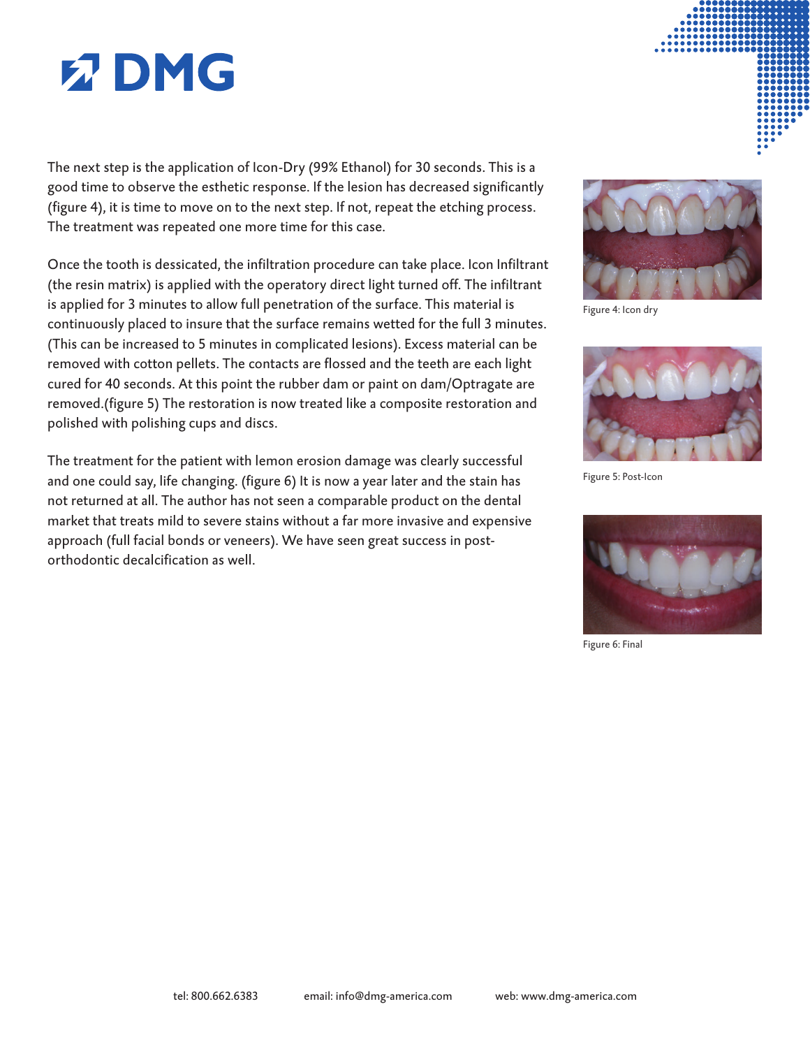The next step is the application of Icon-Dry (99% Ethanol) for 30 seconds. This is a good time to observe the esthetic response. If the lesion has decreased significantly (figure 4), it is time to move on to the next step. If not, repeat the etching process. The treatment was repeated one more time for this case.

Once the tooth is dessicated, the infiltration procedure can take place. Icon Infiltrant (the resin matrix) is applied with the operatory direct light turned off. The infiltrant is applied for 3 minutes to allow full penetration of the surface. This material is continuously placed to insure that the surface remains wetted for the full 3 minutes. (This can be increased to 5 minutes in complicated lesions). Excess material can be removed with cotton pellets. The contacts are flossed and the teeth are each light cured for 40 seconds. At this point the rubber dam or paint on dam/Optragate are removed.(figure 5) The restoration is now treated like a composite restoration and polished with polishing cups and discs.

The treatment for the patient with lemon erosion damage was clearly successful and one could say, life changing. (figure 6) It is now a year later and the stain has not returned at all. The author has not seen a comparable product on the dental market that treats mild to severe stains without a far more invasive and expensive approach (full facial bonds or veneers). We have seen great success in post-orthodontic decalcification as well.

Figure 4: Icon dry

Figure 5: Post-Icon

Figure 6: Final

tel: 800.662.6383 email: info@dmg-america.com web: www.dmg-america.com